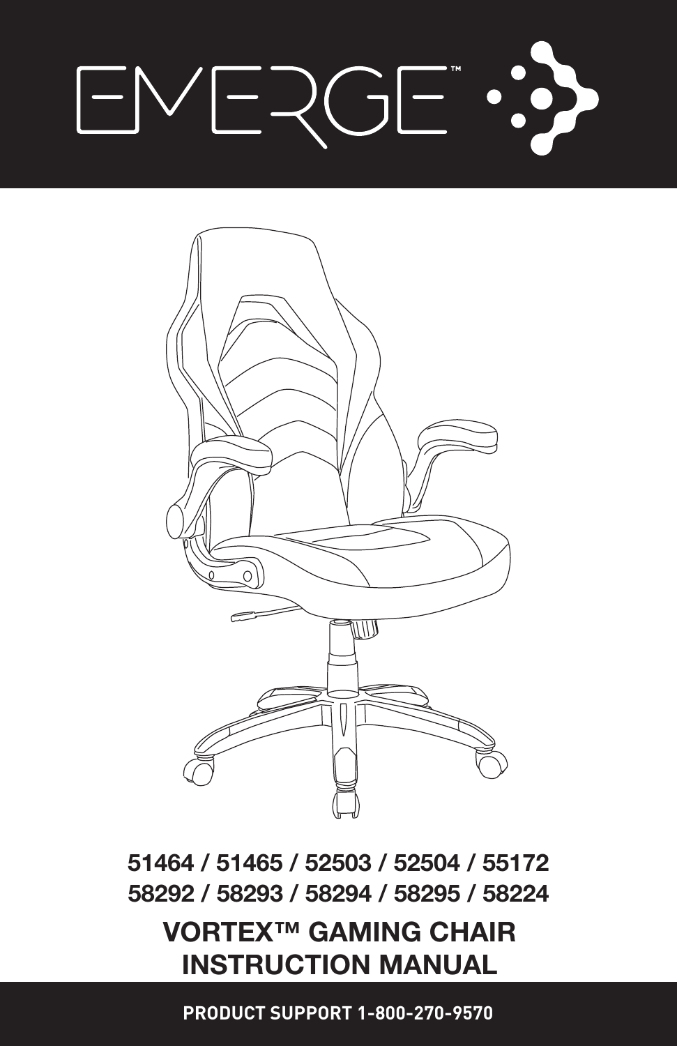# EMERGE™

51464 / 51465 / 52503 / 52504 / 55172
58292 / 58293 / 58294 / 58295 / 58224

## VORTEX™ GAMING CHAIR INSTRUCTION MANUAL

**PRODUCT SUPPORT 1-800-270-9570**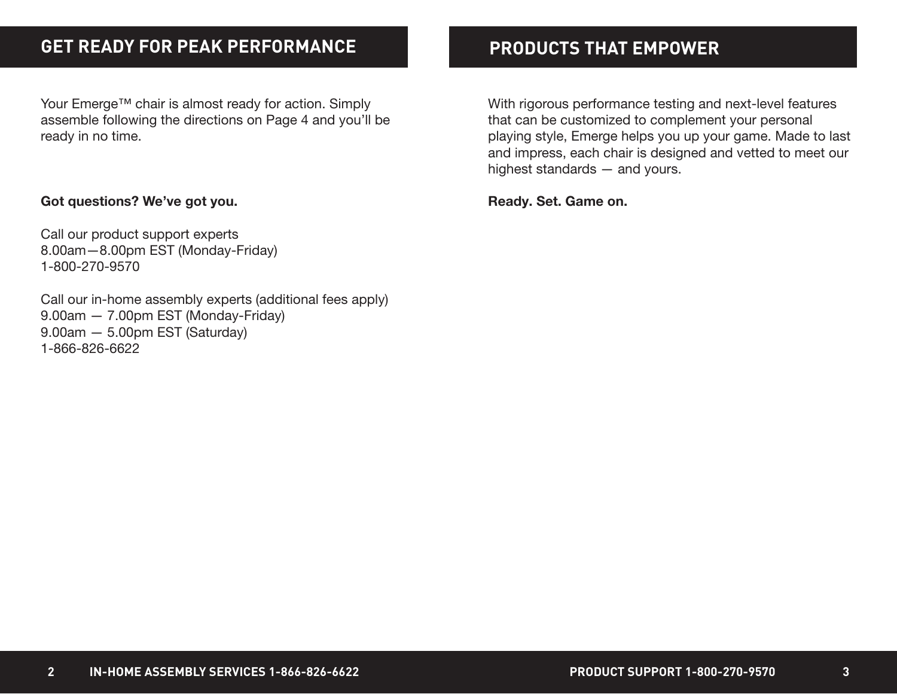## GET READY FOR PEAK PERFORMANCE

Your Emerge™ chair is almost ready for action. Simply assemble following the directions on Page 4 and you'll be ready in no time.

**Got questions? We've got you.**

Call our product support experts
8.00am—8.00pm EST (Monday-Friday)
1-800-270-9570

Call our in-home assembly experts (additional fees apply)
9.00am — 7.00pm EST (Monday-Friday)
9.00am — 5.00pm EST (Saturday)
1-866-826-6622

## PRODUCTS THAT EMPOWER

With rigorous performance testing and next-level features that can be customized to complement your personal playing style, Emerge helps you up your game. Made to last and impress, each chair is designed and vetted to meet our highest standards — and yours.

**Ready. Set. Game on.**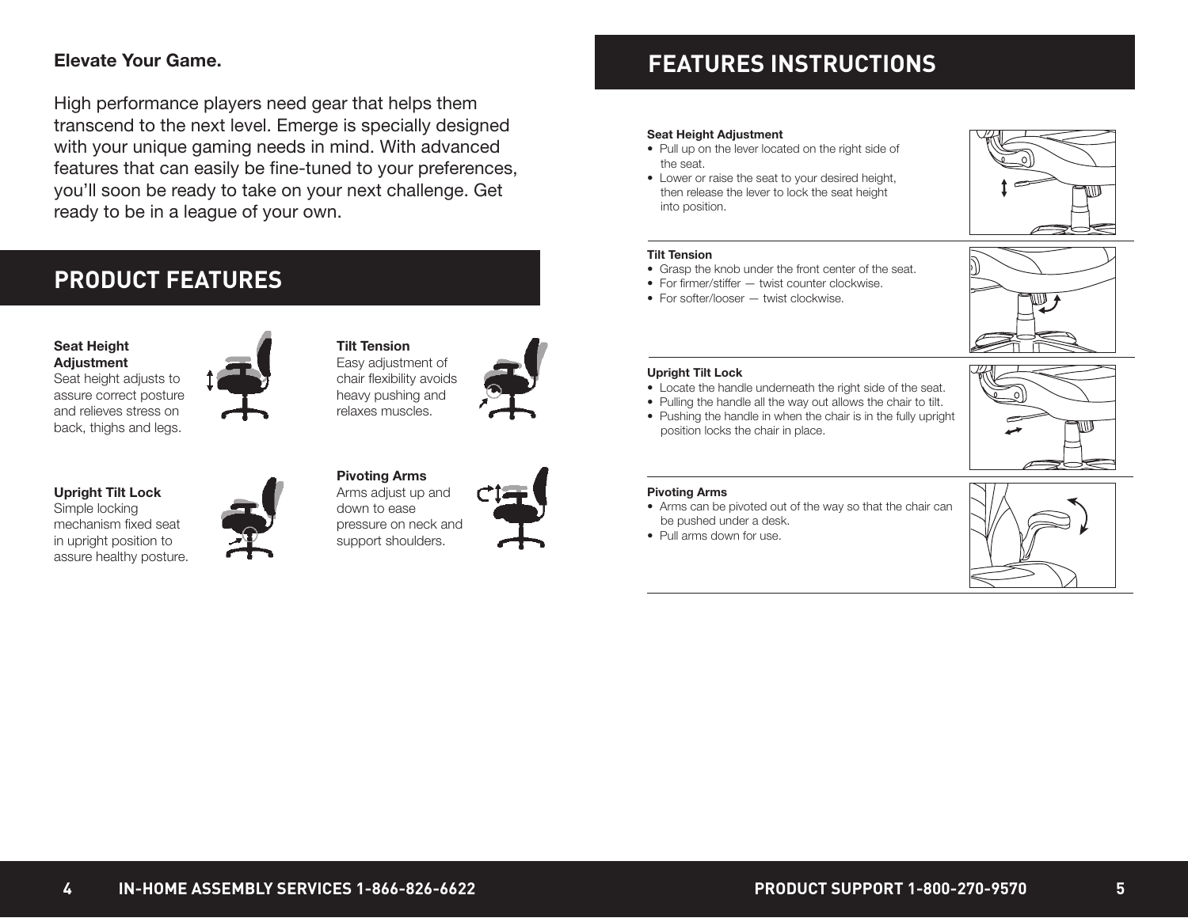**Elevate Your Game.**

High performance players need gear that helps them transcend to the next level. Emerge is specially designed with your unique gaming needs in mind. With advanced features that can easily be fine-tuned to your preferences, you'll soon be ready to take on your next challenge. Get ready to be in a league of your own.

## PRODUCT FEATURES

**Seat Height Adjustment**
Seat height adjusts to assure correct posture and relieves stress on back, thighs and legs.

**Tilt Tension**
Easy adjustment of chair flexibility avoids heavy pushing and relaxes muscles.

**Upright Tilt Lock**
Simple locking mechanism fixed seat in upright position to assure healthy posture.

**Pivoting Arms**
Arms adjust up and down to ease pressure on neck and support shoulders.

## FEATURES INSTRUCTIONS

**Seat Height Adjustment**

- Pull up on the lever located on the right side of the seat.
- Lower or raise the seat to your desired height, then release the lever to lock the seat height into position.

**Tilt Tension**

- Grasp the knob under the front center of the seat.
- For firmer/stiffer — twist counter clockwise.
- For softer/looser — twist clockwise.

**Upright Tilt Lock**

- Locate the handle underneath the right side of the seat.
- Pulling the handle all the way out allows the chair to tilt.
- Pushing the handle in when the chair is in the fully upright position locks the chair in place.

**Pivoting Arms**

- Arms can be pivoted out of the way so that the chair can be pushed under a desk.
- Pull arms down for use.

IN-HOME ASSEMBLY SERVICES 1-866-826-6622

PRODUCT SUPPORT 1-800-270-9570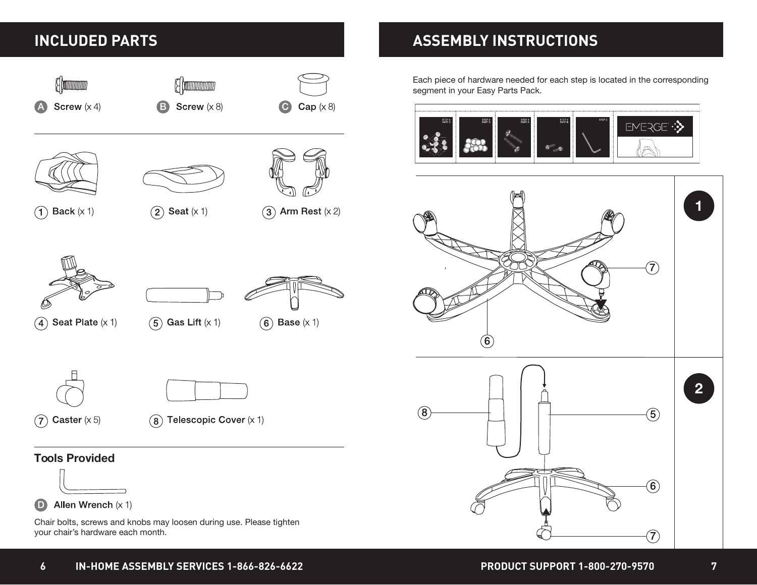## INCLUDED PARTS

- **A** **Screw** (x 4)
- **B** **Screw** (x 8)
- **C** **Cap** (x 8)

---

1. **Back** (x 1)
2. **Seat** (x 1)
3. **Arm Rest** (x 2)
4. **Seat Plate** (x 1)
5. **Gas Lift** (x 1)
6. **Base** (x 1)
7. **Caster** (x 5)
8. **Telescopic Cover** (x 1)

---

### Tools Provided

- **D** **Allen Wrench** (x 1)

Chair bolts, screws and knobs may loosen during use. Please tighten your chair's hardware each month.

## ASSEMBLY INSTRUCTIONS

Each piece of hardware needed for each step is located in the corresponding segment in your Easy Parts Pack.

STEP 2 PART C | STEP 2 PART D | STEP 3 PART A | STEP 3 PART B | STEP E | EMERGE

**1**

7
6

**2**

8
5
6
7

IN-HOME ASSEMBLY SERVICES 1-866-826-6622

PRODUCT SUPPORT 1-800-270-9570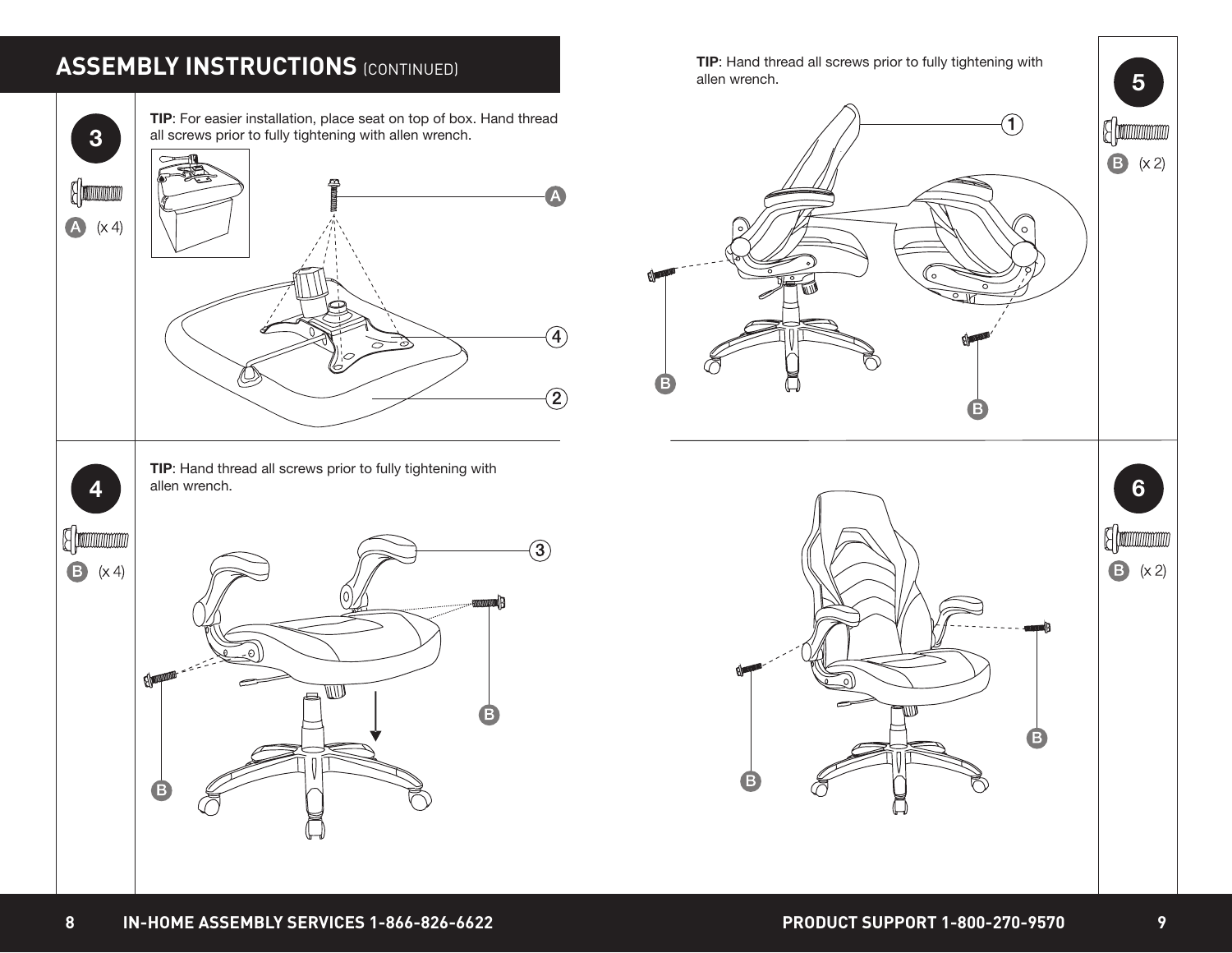# ASSEMBLY INSTRUCTIONS (CONTINUED)

## 3

A (x 4)

**TIP**: For easier installation, place seat on top of box. Hand thread all screws prior to fully tightening with allen wrench.

A

4

2

## 4

B (x 4)

**TIP**: Hand thread all screws prior to fully tightening with allen wrench.

3

B

B

## 5

B (x 2)

**TIP**: Hand thread all screws prior to fully tightening with allen wrench.

1

B

B

## 6

B (x 2)

B

B

IN-HOME ASSEMBLY SERVICES 1-866-826-6622

PRODUCT SUPPORT 1-800-270-9570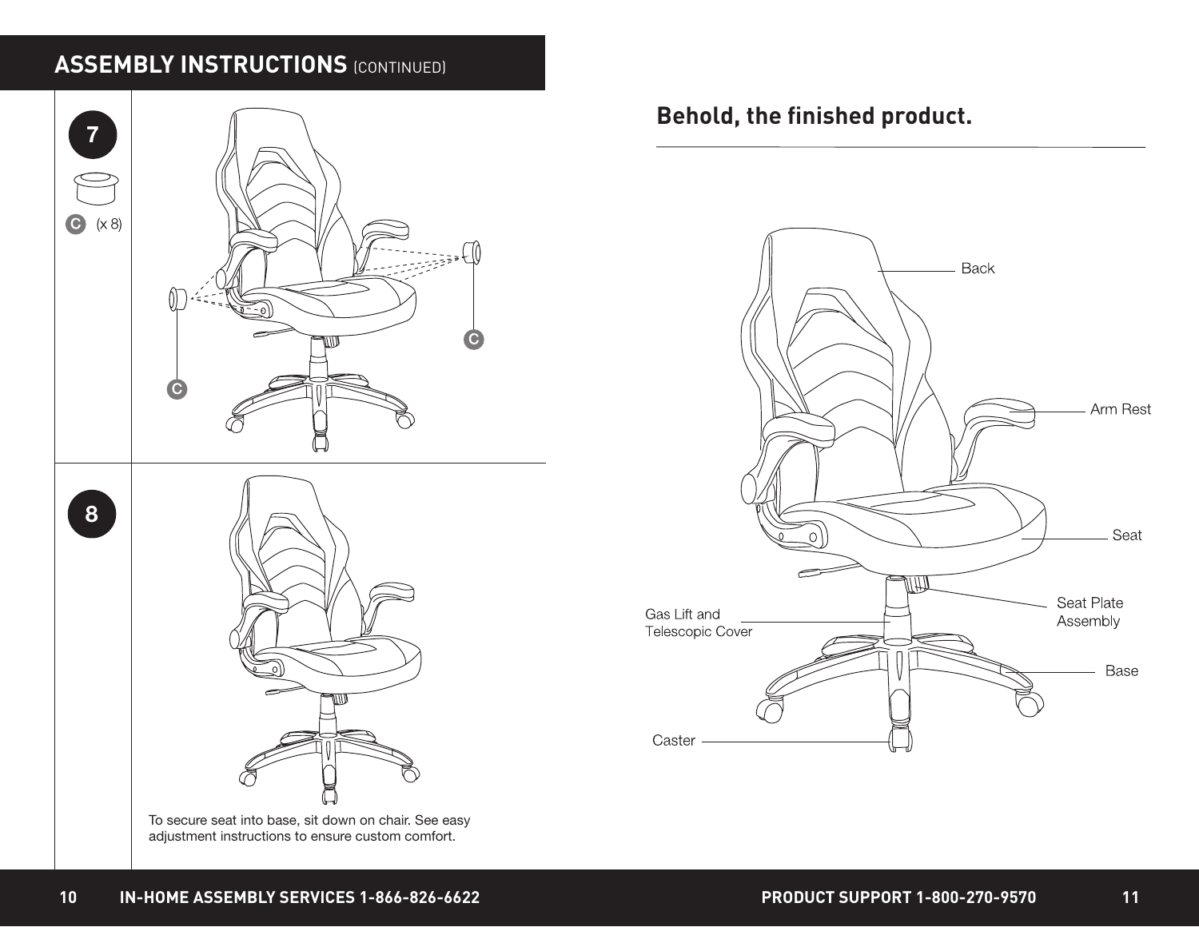## ASSEMBLY INSTRUCTIONS (CONTINUED)

**7**

C (x 8)

C

C

**8**

To secure seat into base, sit down on chair. See easy adjustment instructions to ensure custom comfort.

## Behold, the finished product.

Back

Arm Rest

Seat

Seat Plate Assembly

Gas Lift and Telescopic Cover

Base

Caster

IN-HOME ASSEMBLY SERVICES 1-866-826-6622

PRODUCT SUPPORT 1-800-270-9570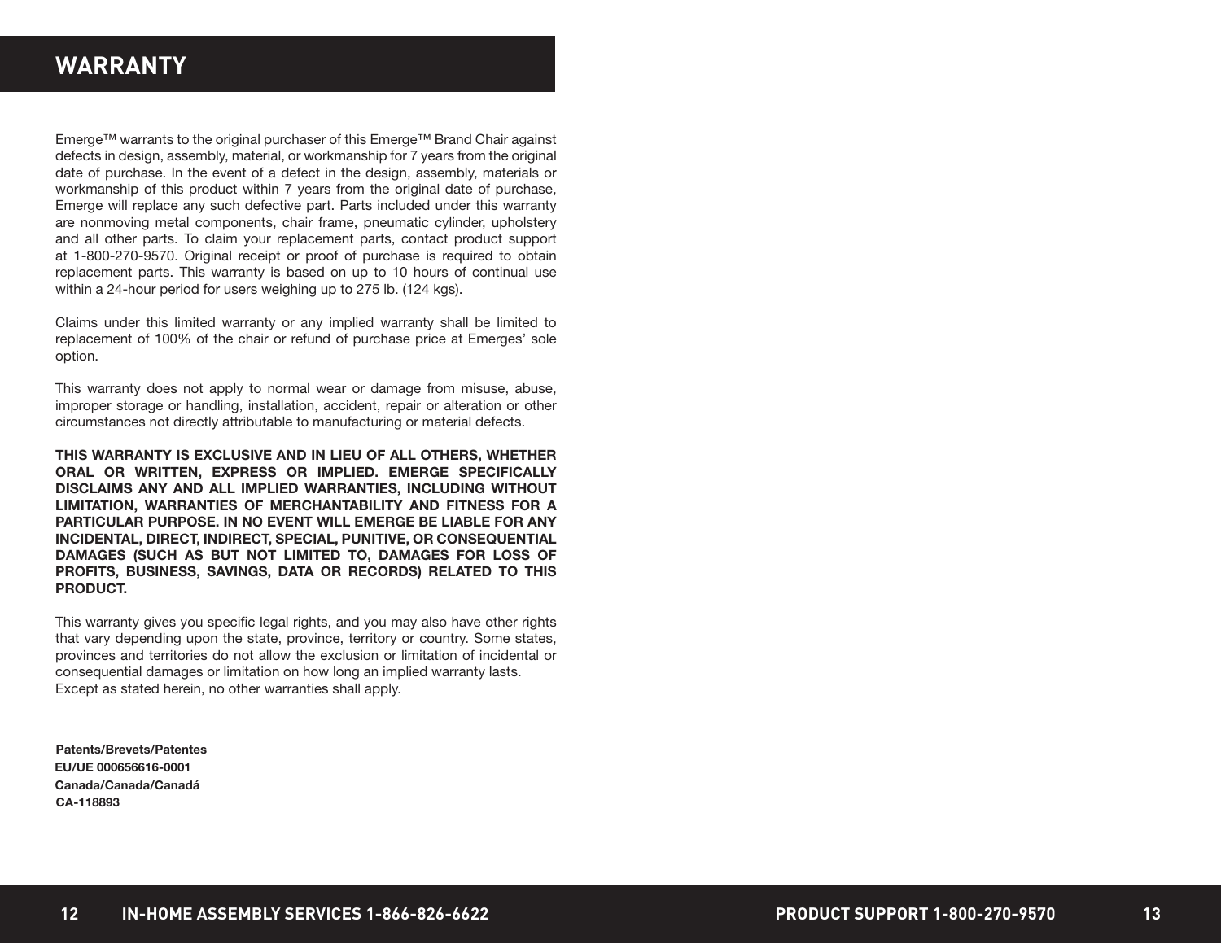# WARRANTY

Emerge™ warrants to the original purchaser of this Emerge™ Brand Chair against defects in design, assembly, material, or workmanship for 7 years from the original date of purchase. In the event of a defect in the design, assembly, materials or workmanship of this product within 7 years from the original date of purchase, Emerge will replace any such defective part. Parts included under this warranty are nonmoving metal components, chair frame, pneumatic cylinder, upholstery and all other parts. To claim your replacement parts, contact product support at 1-800-270-9570. Original receipt or proof of purchase is required to obtain replacement parts. This warranty is based on up to 10 hours of continual use within a 24-hour period for users weighing up to 275 lb. (124 kgs).

Claims under this limited warranty or any implied warranty shall be limited to replacement of 100% of the chair or refund of purchase price at Emerges' sole option.

This warranty does not apply to normal wear or damage from misuse, abuse, improper storage or handling, installation, accident, repair or alteration or other circumstances not directly attributable to manufacturing or material defects.

**THIS WARRANTY IS EXCLUSIVE AND IN LIEU OF ALL OTHERS, WHETHER ORAL OR WRITTEN, EXPRESS OR IMPLIED. EMERGE SPECIFICALLY DISCLAIMS ANY AND ALL IMPLIED WARRANTIES, INCLUDING WITHOUT LIMITATION, WARRANTIES OF MERCHANTABILITY AND FITNESS FOR A PARTICULAR PURPOSE. IN NO EVENT WILL EMERGE BE LIABLE FOR ANY INCIDENTAL, DIRECT, INDIRECT, SPECIAL, PUNITIVE, OR CONSEQUENTIAL DAMAGES (SUCH AS BUT NOT LIMITED TO, DAMAGES FOR LOSS OF PROFITS, BUSINESS, SAVINGS, DATA OR RECORDS) RELATED TO THIS PRODUCT.**

This warranty gives you specific legal rights, and you may also have other rights that vary depending upon the state, province, territory or country. Some states, provinces and territories do not allow the exclusion or limitation of incidental or consequential damages or limitation on how long an implied warranty lasts.
Except as stated herein, no other warranties shall apply.

**Patents/Brevets/Patentes**
**EU/UE 000656616-0001**
**Canada/Canada/Canadá**
**CA-118893**

IN-HOME ASSEMBLY SERVICES 1-866-826-6622

PRODUCT SUPPORT 1-800-270-9570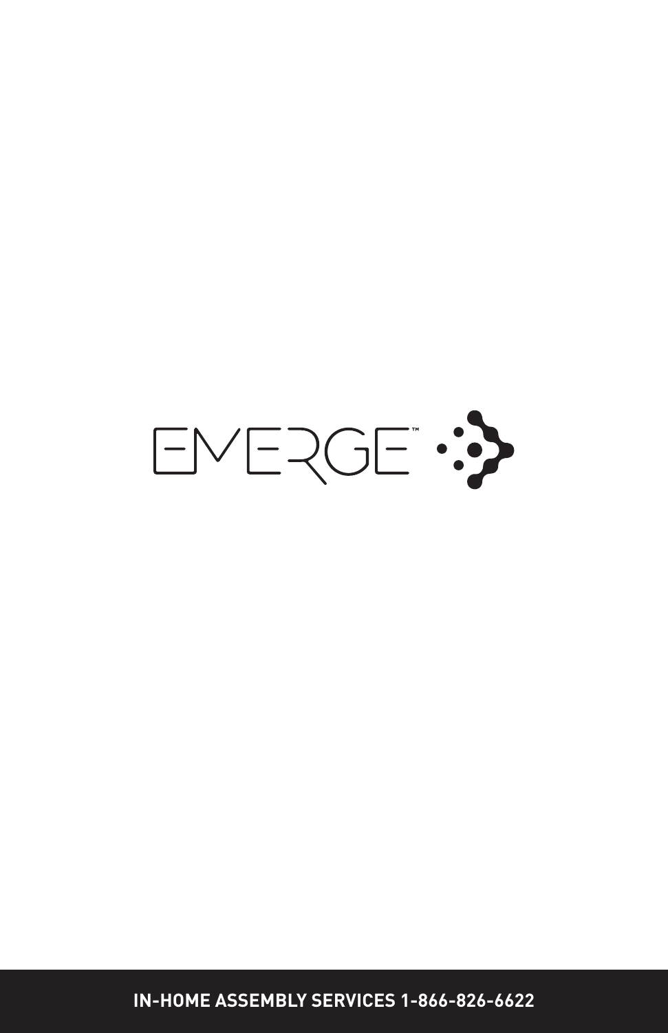EMERGE™

IN-HOME ASSEMBLY SERVICES 1-866-826-6622